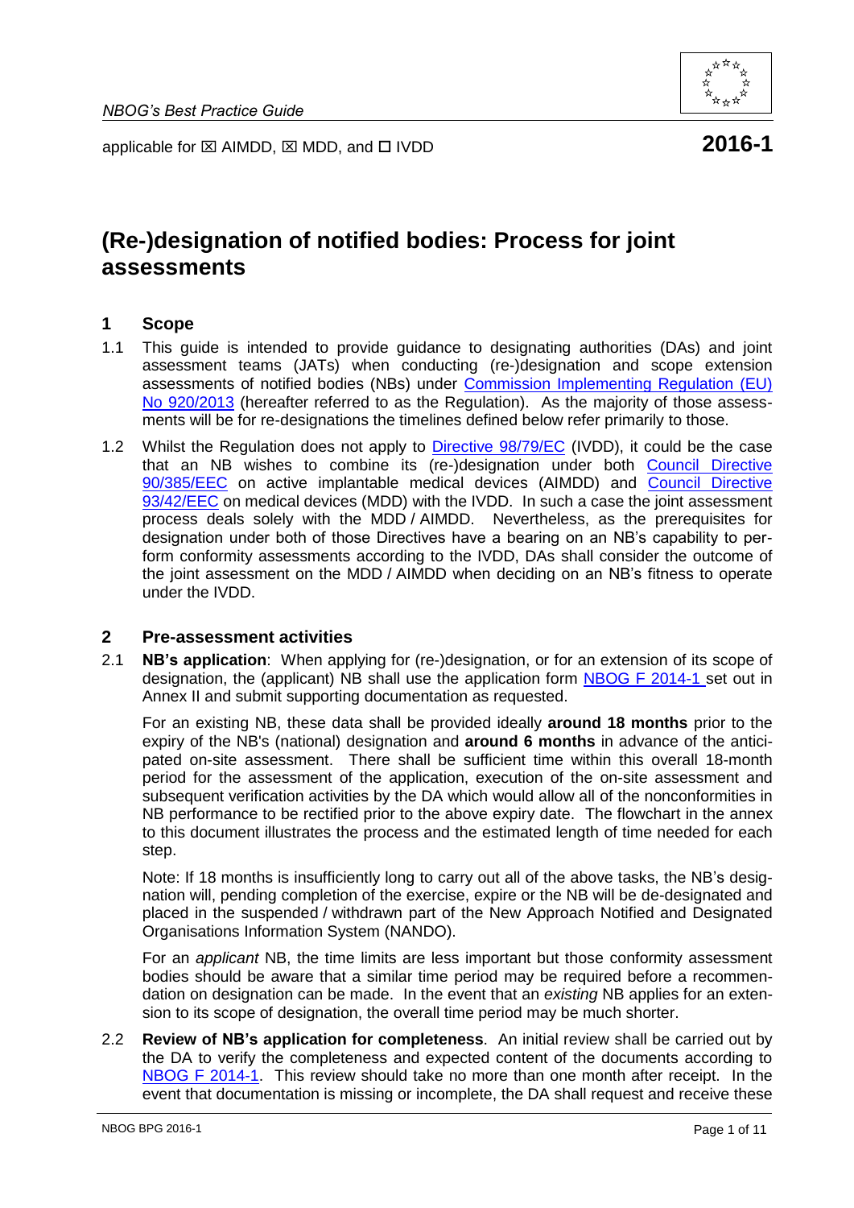*NBOG's Best Practice Guide*

applicable for ☒ AIMDD, ☒ MDD, and ☐ IVDD **2016-1**

# (Re-)designation of notified bodies: Process for joint assessments

## 1 Scope

1.1 This guide is intended to provide guidance to designating authorities (DAs) and joint assessment teams (JATs) when conducting (re-)designation and scope extension assessments of notified bodies (NBs) under Commission Implementing Regulation (EU) No 920/2013 (hereafter referred to as the Regulation). As the majority of those assessments will be for re-designations the timelines defined below refer primarily to those.

1.2 Whilst the Regulation does not apply to Directive 98/79/EC (IVDD), it could be the case that an NB wishes to combine its (re-)designation under both Council Directive 90/385/EEC on active implantable medical devices (AIMDD) and Council Directive 93/42/EEC on medical devices (MDD) with the IVDD. In such a case the joint assessment process deals solely with the MDD / AIMDD. Nevertheless, as the prerequisites for designation under both of those Directives have a bearing on an NB's capability to perform conformity assessments according to the IVDD, DAs shall consider the outcome of the joint assessment on the MDD / AIMDD when deciding on an NB's fitness to operate under the IVDD.

## 2 Pre-assessment activities

2.1 **NB's application**: When applying for (re-)designation, or for an extension of its scope of designation, the (applicant) NB shall use the application form NBOG F 2014-1 set out in Annex II and submit supporting documentation as requested.

For an existing NB, these data shall be provided ideally **around 18 months** prior to the expiry of the NB's (national) designation and **around 6 months** in advance of the anticipated on-site assessment. There shall be sufficient time within this overall 18-month period for the assessment of the application, execution of the on-site assessment and subsequent verification activities by the DA which would allow all of the nonconformities in NB performance to be rectified prior to the above expiry date. The flowchart in the annex to this document illustrates the process and the estimated length of time needed for each step.

Note: If 18 months is insufficiently long to carry out all of the above tasks, the NB's designation will, pending completion of the exercise, expire or the NB will be de-designated and placed in the suspended / withdrawn part of the New Approach Notified and Designated Organisations Information System (NANDO).

For an *applicant* NB, the time limits are less important but those conformity assessment bodies should be aware that a similar time period may be required before a recommendation on designation can be made. In the event that an *existing* NB applies for an extension to its scope of designation, the overall time period may be much shorter.

2.2 **Review of NB's application for completeness**. An initial review shall be carried out by the DA to verify the completeness and expected content of the documents according to NBOG F 2014-1. This review should take no more than one month after receipt. In the event that documentation is missing or incomplete, the DA shall request and receive these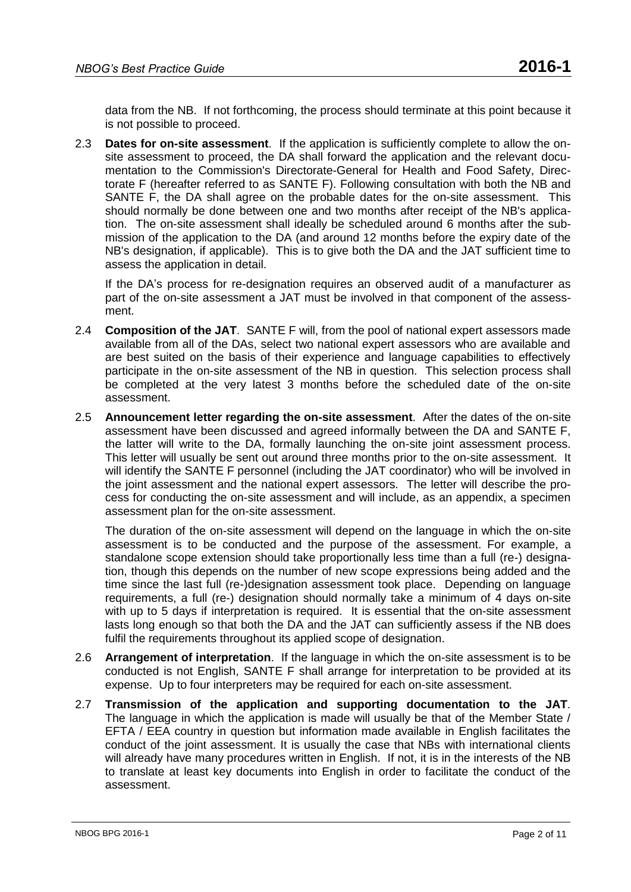data from the NB. If not forthcoming, the process should terminate at this point because it is not possible to proceed.

2.3 **Dates for on-site assessment**. If the application is sufficiently complete to allow the on-site assessment to proceed, the DA shall forward the application and the relevant documentation to the Commission's Directorate-General for Health and Food Safety, Directorate F (hereafter referred to as SANTE F). Following consultation with both the NB and SANTE F, the DA shall agree on the probable dates for the on-site assessment. This should normally be done between one and two months after receipt of the NB's application. The on-site assessment shall ideally be scheduled around 6 months after the submission of the application to the DA (and around 12 months before the expiry date of the NB's designation, if applicable). This is to give both the DA and the JAT sufficient time to assess the application in detail.

If the DA's process for re-designation requires an observed audit of a manufacturer as part of the on-site assessment a JAT must be involved in that component of the assessment.

2.4 **Composition of the JAT**. SANTE F will, from the pool of national expert assessors made available from all of the DAs, select two national expert assessors who are available and are best suited on the basis of their experience and language capabilities to effectively participate in the on-site assessment of the NB in question. This selection process shall be completed at the very latest 3 months before the scheduled date of the on-site assessment.

2.5 **Announcement letter regarding the on-site assessment**. After the dates of the on-site assessment have been discussed and agreed informally between the DA and SANTE F, the latter will write to the DA, formally launching the on-site joint assessment process. This letter will usually be sent out around three months prior to the on-site assessment. It will identify the SANTE F personnel (including the JAT coordinator) who will be involved in the joint assessment and the national expert assessors. The letter will describe the process for conducting the on-site assessment and will include, as an appendix, a specimen assessment plan for the on-site assessment.

The duration of the on-site assessment will depend on the language in which the on-site assessment is to be conducted and the purpose of the assessment. For example, a standalone scope extension should take proportionally less time than a full (re-) designation, though this depends on the number of new scope expressions being added and the time since the last full (re-)designation assessment took place. Depending on language requirements, a full (re-) designation should normally take a minimum of 4 days on-site with up to 5 days if interpretation is required. It is essential that the on-site assessment lasts long enough so that both the DA and the JAT can sufficiently assess if the NB does fulfil the requirements throughout its applied scope of designation.

2.6 **Arrangement of interpretation**. If the language in which the on-site assessment is to be conducted is not English, SANTE F shall arrange for interpretation to be provided at its expense. Up to four interpreters may be required for each on-site assessment.

2.7 **Transmission of the application and supporting documentation to the JAT**. The language in which the application is made will usually be that of the Member State / EFTA / EEA country in question but information made available in English facilitates the conduct of the joint assessment. It is usually the case that NBs with international clients will already have many procedures written in English. If not, it is in the interests of the NB to translate at least key documents into English in order to facilitate the conduct of the assessment.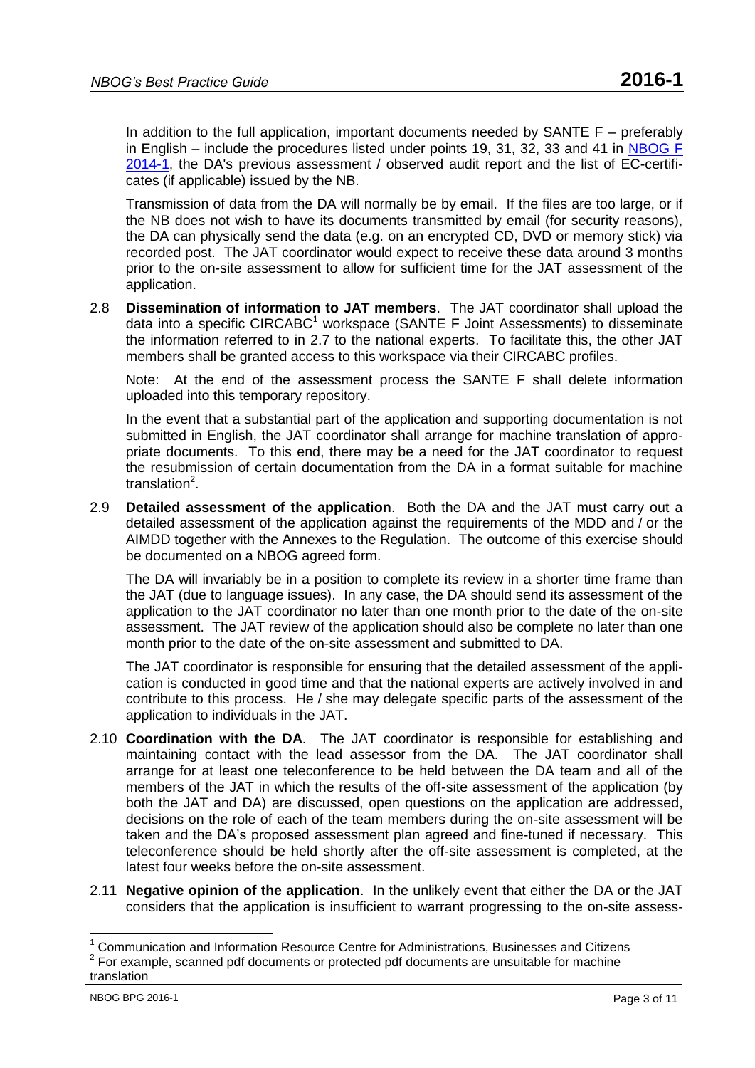In addition to the full application, important documents needed by SANTE F – preferably in English – include the procedures listed under points 19, 31, 32, 33 and 41 in NBOG F 2014-1, the DA's previous assessment / observed audit report and the list of EC-certificates (if applicable) issued by the NB.

Transmission of data from the DA will normally be by email. If the files are too large, or if the NB does not wish to have its documents transmitted by email (for security reasons), the DA can physically send the data (e.g. on an encrypted CD, DVD or memory stick) via recorded post. The JAT coordinator would expect to receive these data around 3 months prior to the on-site assessment to allow for sufficient time for the JAT assessment of the application.

2.8 **Dissemination of information to JAT members**. The JAT coordinator shall upload the data into a specific CIRCABC[1] workspace (SANTE F Joint Assessments) to disseminate the information referred to in 2.7 to the national experts. To facilitate this, the other JAT members shall be granted access to this workspace via their CIRCABC profiles.

Note: At the end of the assessment process the SANTE F shall delete information uploaded into this temporary repository.

In the event that a substantial part of the application and supporting documentation is not submitted in English, the JAT coordinator shall arrange for machine translation of appropriate documents. To this end, there may be a need for the JAT coordinator to request the resubmission of certain documentation from the DA in a format suitable for machine translation[2].

2.9 **Detailed assessment of the application**. Both the DA and the JAT must carry out a detailed assessment of the application against the requirements of the MDD and / or the AIMDD together with the Annexes to the Regulation. The outcome of this exercise should be documented on a NBOG agreed form.

The DA will invariably be in a position to complete its review in a shorter time frame than the JAT (due to language issues). In any case, the DA should send its assessment of the application to the JAT coordinator no later than one month prior to the date of the on-site assessment. The JAT review of the application should also be complete no later than one month prior to the date of the on-site assessment and submitted to DA.

The JAT coordinator is responsible for ensuring that the detailed assessment of the application is conducted in good time and that the national experts are actively involved in and contribute to this process. He / she may delegate specific parts of the assessment of the application to individuals in the JAT.

2.10 **Coordination with the DA**. The JAT coordinator is responsible for establishing and maintaining contact with the lead assessor from the DA. The JAT coordinator shall arrange for at least one teleconference to be held between the DA team and all of the members of the JAT in which the results of the off-site assessment of the application (by both the JAT and DA) are discussed, open questions on the application are addressed, decisions on the role of each of the team members during the on-site assessment will be taken and the DA's proposed assessment plan agreed and fine-tuned if necessary. This teleconference should be held shortly after the off-site assessment is completed, at the latest four weeks before the on-site assessment.

2.11 **Negative opinion of the application**. In the unlikely event that either the DA or the JAT considers that the application is insufficient to warrant progressing to the on-site assess-

---

[1] Communication and Information Resource Centre for Administrations, Businesses and Citizens

[2] For example, scanned pdf documents or protected pdf documents are unsuitable for machine translation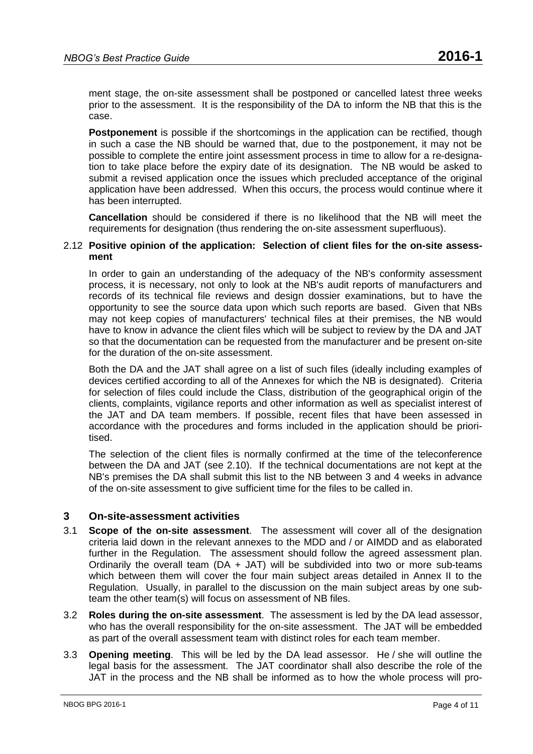ment stage, the on-site assessment shall be postponed or cancelled latest three weeks prior to the assessment. It is the responsibility of the DA to inform the NB that this is the case.

**Postponement** is possible if the shortcomings in the application can be rectified, though in such a case the NB should be warned that, due to the postponement, it may not be possible to complete the entire joint assessment process in time to allow for a re-designation to take place before the expiry date of its designation. The NB would be asked to submit a revised application once the issues which precluded acceptance of the original application have been addressed. When this occurs, the process would continue where it has been interrupted.

**Cancellation** should be considered if there is no likelihood that the NB will meet the requirements for designation (thus rendering the on-site assessment superfluous).

### 2.12 Positive opinion of the application: Selection of client files for the on-site assessment

In order to gain an understanding of the adequacy of the NB's conformity assessment process, it is necessary, not only to look at the NB's audit reports of manufacturers and records of its technical file reviews and design dossier examinations, but to have the opportunity to see the source data upon which such reports are based. Given that NBs may not keep copies of manufacturers' technical files at their premises, the NB would have to know in advance the client files which will be subject to review by the DA and JAT so that the documentation can be requested from the manufacturer and be present on-site for the duration of the on-site assessment.

Both the DA and the JAT shall agree on a list of such files (ideally including examples of devices certified according to all of the Annexes for which the NB is designated). Criteria for selection of files could include the Class, distribution of the geographical origin of the clients, complaints, vigilance reports and other information as well as specialist interest of the JAT and DA team members. If possible, recent files that have been assessed in accordance with the procedures and forms included in the application should be prioritised.

The selection of the client files is normally confirmed at the time of the teleconference between the DA and JAT (see 2.10). If the technical documentations are not kept at the NB's premises the DA shall submit this list to the NB between 3 and 4 weeks in advance of the on-site assessment to give sufficient time for the files to be called in.

## 3 On-site-assessment activities

3.1 **Scope of the on-site assessment**. The assessment will cover all of the designation criteria laid down in the relevant annexes to the MDD and / or AIMDD and as elaborated further in the Regulation. The assessment should follow the agreed assessment plan. Ordinarily the overall team (DA + JAT) will be subdivided into two or more sub-teams which between them will cover the four main subject areas detailed in Annex II to the Regulation. Usually, in parallel to the discussion on the main subject areas by one sub-team the other team(s) will focus on assessment of NB files.

3.2 **Roles during the on-site assessment**. The assessment is led by the DA lead assessor, who has the overall responsibility for the on-site assessment. The JAT will be embedded as part of the overall assessment team with distinct roles for each team member.

3.3 **Opening meeting**. This will be led by the DA lead assessor. He / she will outline the legal basis for the assessment. The JAT coordinator shall also describe the role of the JAT in the process and the NB shall be informed as to how the whole process will pro-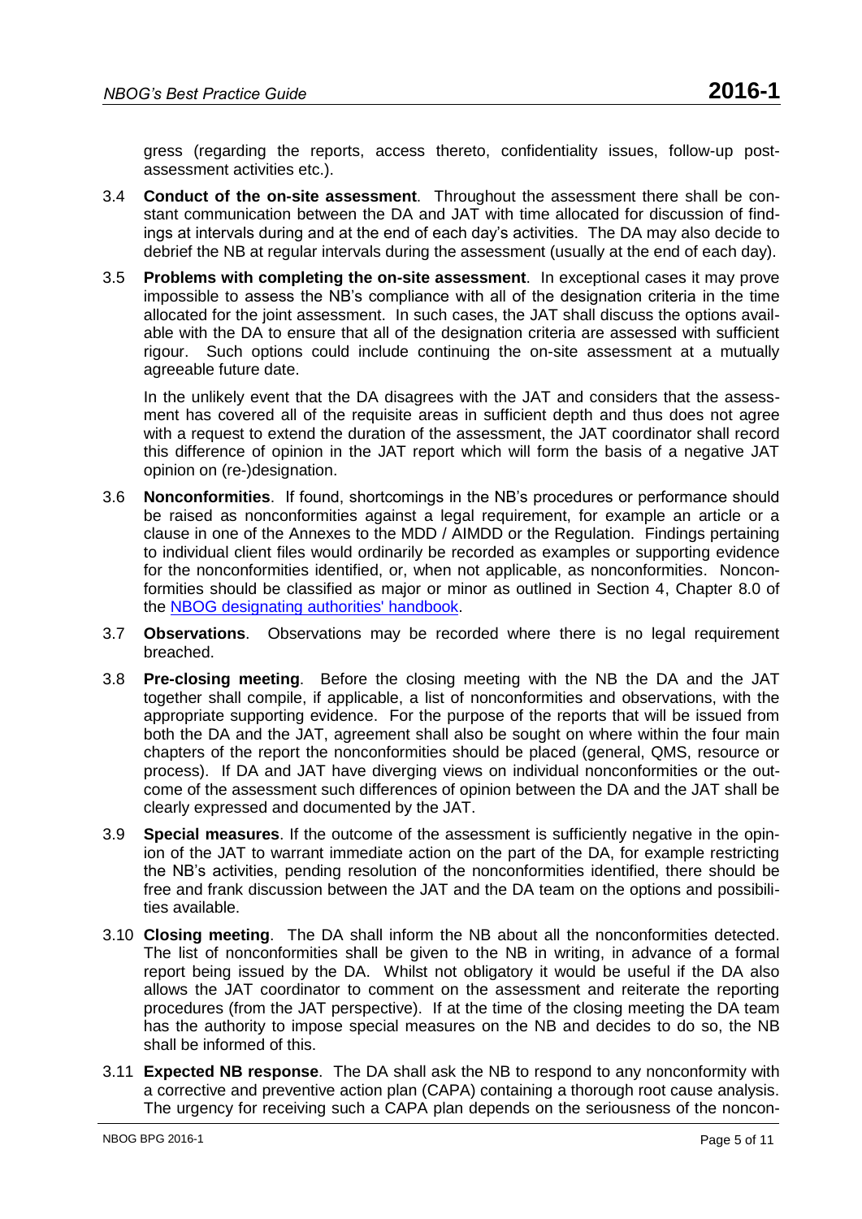gress (regarding the reports, access thereto, confidentiality issues, follow-up post-assessment activities etc.).

3.4 **Conduct of the on-site assessment**. Throughout the assessment there shall be constant communication between the DA and JAT with time allocated for discussion of findings at intervals during and at the end of each day's activities. The DA may also decide to debrief the NB at regular intervals during the assessment (usually at the end of each day).

3.5 **Problems with completing the on-site assessment**. In exceptional cases it may prove impossible to assess the NB's compliance with all of the designation criteria in the time allocated for the joint assessment. In such cases, the JAT shall discuss the options available with the DA to ensure that all of the designation criteria are assessed with sufficient rigour. Such options could include continuing the on-site assessment at a mutually agreeable future date.

In the unlikely event that the DA disagrees with the JAT and considers that the assessment has covered all of the requisite areas in sufficient depth and thus does not agree with a request to extend the duration of the assessment, the JAT coordinator shall record this difference of opinion in the JAT report which will form the basis of a negative JAT opinion on (re-)designation.

3.6 **Nonconformities**. If found, shortcomings in the NB's procedures or performance should be raised as nonconformities against a legal requirement, for example an article or a clause in one of the Annexes to the MDD / AIMDD or the Regulation. Findings pertaining to individual client files would ordinarily be recorded as examples or supporting evidence for the nonconformities identified, or, when not applicable, as nonconformities. Nonconformities should be classified as major or minor as outlined in Section 4, Chapter 8.0 of the [NBOG designating authorities' handbook](https://www.nbog.eu).

3.7 **Observations**. Observations may be recorded where there is no legal requirement breached.

3.8 **Pre-closing meeting**. Before the closing meeting with the NB the DA and the JAT together shall compile, if applicable, a list of nonconformities and observations, with the appropriate supporting evidence. For the purpose of the reports that will be issued from both the DA and the JAT, agreement shall also be sought on where within the four main chapters of the report the nonconformities should be placed (general, QMS, resource or process). If DA and JAT have diverging views on individual nonconformities or the outcome of the assessment such differences of opinion between the DA and the JAT shall be clearly expressed and documented by the JAT.

3.9 **Special measures**. If the outcome of the assessment is sufficiently negative in the opinion of the JAT to warrant immediate action on the part of the DA, for example restricting the NB's activities, pending resolution of the nonconformities identified, there should be free and frank discussion between the JAT and the DA team on the options and possibilities available.

3.10 **Closing meeting**. The DA shall inform the NB about all the nonconformities detected. The list of nonconformities shall be given to the NB in writing, in advance of a formal report being issued by the DA. Whilst not obligatory it would be useful if the DA also allows the JAT coordinator to comment on the assessment and reiterate the reporting procedures (from the JAT perspective). If at the time of the closing meeting the DA team has the authority to impose special measures on the NB and decides to do so, the NB shall be informed of this.

3.11 **Expected NB response**. The DA shall ask the NB to respond to any nonconformity with a corrective and preventive action plan (CAPA) containing a thorough root cause analysis. The urgency for receiving such a CAPA plan depends on the seriousness of the noncon-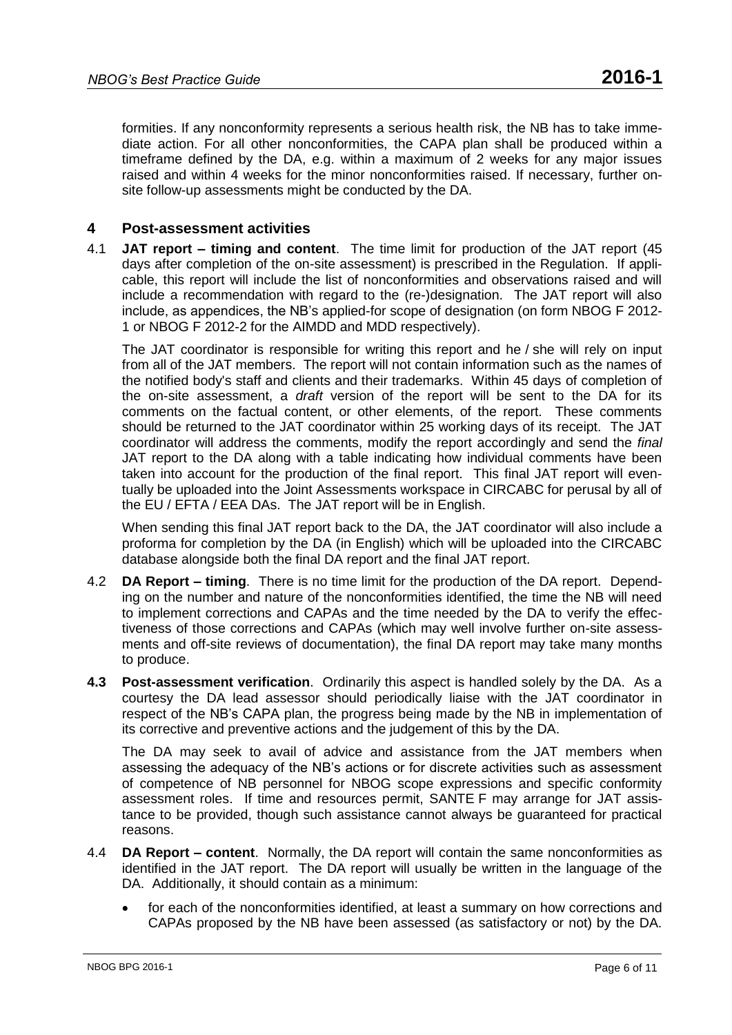formities. If any nonconformity represents a serious health risk, the NB has to take immediate action. For all other nonconformities, the CAPA plan shall be produced within a timeframe defined by the DA, e.g. within a maximum of 2 weeks for any major issues raised and within 4 weeks for the minor nonconformities raised. If necessary, further on-site follow-up assessments might be conducted by the DA.

## 4 Post-assessment activities

4.1 **JAT report – timing and content**. The time limit for production of the JAT report (45 days after completion of the on-site assessment) is prescribed in the Regulation. If applicable, this report will include the list of nonconformities and observations raised and will include a recommendation with regard to the (re-)designation. The JAT report will also include, as appendices, the NB's applied-for scope of designation (on form NBOG F 2012-1 or NBOG F 2012-2 for the AIMDD and MDD respectively).

The JAT coordinator is responsible for writing this report and he / she will rely on input from all of the JAT members. The report will not contain information such as the names of the notified body's staff and clients and their trademarks. Within 45 days of completion of the on-site assessment, a *draft* version of the report will be sent to the DA for its comments on the factual content, or other elements, of the report. These comments should be returned to the JAT coordinator within 25 working days of its receipt. The JAT coordinator will address the comments, modify the report accordingly and send the *final* JAT report to the DA along with a table indicating how individual comments have been taken into account for the production of the final report. This final JAT report will eventually be uploaded into the Joint Assessments workspace in CIRCABC for perusal by all of the EU / EFTA / EEA DAs. The JAT report will be in English.

When sending this final JAT report back to the DA, the JAT coordinator will also include a proforma for completion by the DA (in English) which will be uploaded into the CIRCABC database alongside both the final DA report and the final JAT report.

4.2 **DA Report – timing**. There is no time limit for the production of the DA report. Depending on the number and nature of the nonconformities identified, the time the NB will need to implement corrections and CAPAs and the time needed by the DA to verify the effectiveness of those corrections and CAPAs (which may well involve further on-site assessments and off-site reviews of documentation), the final DA report may take many months to produce.

**4.3 Post-assessment verification**. Ordinarily this aspect is handled solely by the DA. As a courtesy the DA lead assessor should periodically liaise with the JAT coordinator in respect of the NB's CAPA plan, the progress being made by the NB in implementation of its corrective and preventive actions and the judgement of this by the DA.

The DA may seek to avail of advice and assistance from the JAT members when assessing the adequacy of the NB's actions or for discrete activities such as assessment of competence of NB personnel for NBOG scope expressions and specific conformity assessment roles. If time and resources permit, SANTE F may arrange for JAT assistance to be provided, though such assistance cannot always be guaranteed for practical reasons.

4.4 **DA Report – content**. Normally, the DA report will contain the same nonconformities as identified in the JAT report. The DA report will usually be written in the language of the DA. Additionally, it should contain as a minimum:

- for each of the nonconformities identified, at least a summary on how corrections and CAPAs proposed by the NB have been assessed (as satisfactory or not) by the DA.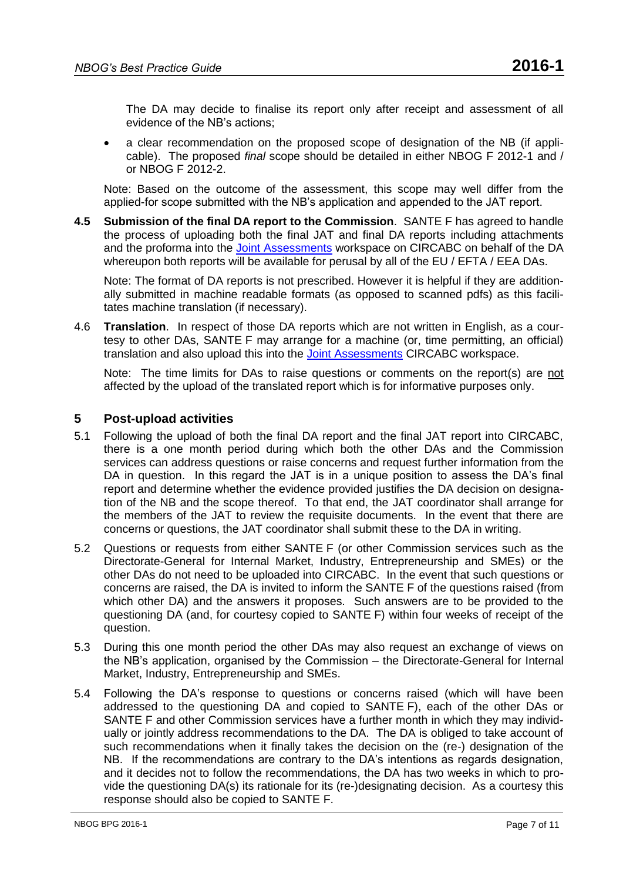The DA may decide to finalise its report only after receipt and assessment of all evidence of the NB's actions;

- a clear recommendation on the proposed scope of designation of the NB (if applicable). The proposed *final* scope should be detailed in either NBOG F 2012-1 and / or NBOG F 2012-2.

Note: Based on the outcome of the assessment, this scope may well differ from the applied-for scope submitted with the NB's application and appended to the JAT report.

**4.5 Submission of the final DA report to the Commission**. SANTE F has agreed to handle the process of uploading both the final JAT and final DA reports including attachments and the proforma into the Joint Assessments workspace on CIRCABC on behalf of the DA whereupon both reports will be available for perusal by all of the EU / EFTA / EEA DAs.

Note: The format of DA reports is not prescribed. However it is helpful if they are additionally submitted in machine readable formats (as opposed to scanned pdfs) as this facilitates machine translation (if necessary).

4.6 **Translation**. In respect of those DA reports which are not written in English, as a courtesy to other DAs, SANTE F may arrange for a machine (or, time permitting, an official) translation and also upload this into the Joint Assessments CIRCABC workspace.

Note: The time limits for DAs to raise questions or comments on the report(s) are not affected by the upload of the translated report which is for informative purposes only.

## 5 Post-upload activities

5.1 Following the upload of both the final DA report and the final JAT report into CIRCABC, there is a one month period during which both the other DAs and the Commission services can address questions or raise concerns and request further information from the DA in question. In this regard the JAT is in a unique position to assess the DA's final report and determine whether the evidence provided justifies the DA decision on designation of the NB and the scope thereof. To that end, the JAT coordinator shall arrange for the members of the JAT to review the requisite documents. In the event that there are concerns or questions, the JAT coordinator shall submit these to the DA in writing.

5.2 Questions or requests from either SANTE F (or other Commission services such as the Directorate-General for Internal Market, Industry, Entrepreneurship and SMEs) or the other DAs do not need to be uploaded into CIRCABC. In the event that such questions or concerns are raised, the DA is invited to inform the SANTE F of the questions raised (from which other DA) and the answers it proposes. Such answers are to be provided to the questioning DA (and, for courtesy copied to SANTE F) within four weeks of receipt of the question.

5.3 During this one month period the other DAs may also request an exchange of views on the NB's application, organised by the Commission – the Directorate-General for Internal Market, Industry, Entrepreneurship and SMEs.

5.4 Following the DA's response to questions or concerns raised (which will have been addressed to the questioning DA and copied to SANTE F), each of the other DAs or SANTE F and other Commission services have a further month in which they may individually or jointly address recommendations to the DA. The DA is obliged to take account of such recommendations when it finally takes the decision on the (re-) designation of the NB. If the recommendations are contrary to the DA's intentions as regards designation, and it decides not to follow the recommendations, the DA has two weeks in which to provide the questioning DA(s) its rationale for its (re-)designating decision. As a courtesy this response should also be copied to SANTE F.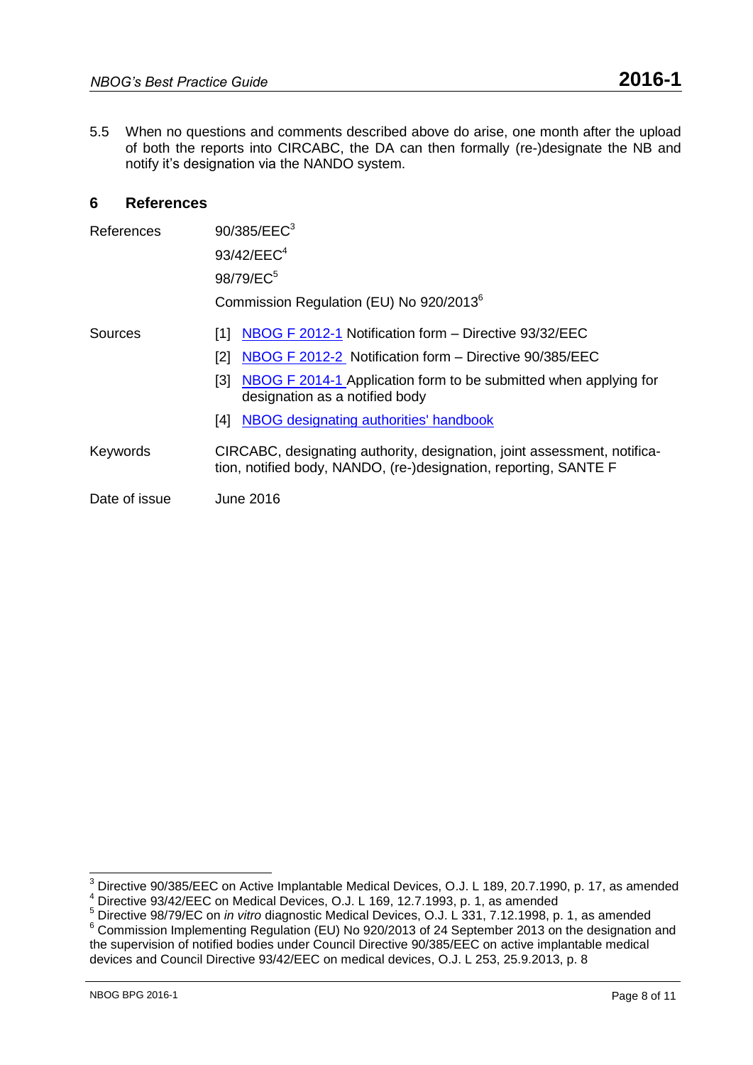5.5 When no questions and comments described above do arise, one month after the upload of both the reports into CIRCABC, the DA can then formally (re-)designate the NB and notify it's designation via the NANDO system.

## 6 References

| | |
|---|---|
| References | 90/385/EEC[3] |
| | 93/42/EEC[4] |
| | 98/79/EC[5] |
| | Commission Regulation (EU) No 920/2013[6] |
| Sources | [1] NBOG F 2012-1 Notification form – Directive 93/32/EEC |
| | [2] NBOG F 2012-2 Notification form – Directive 90/385/EEC |
| | [3] NBOG F 2014-1 Application form to be submitted when applying for designation as a notified body |
| | [4] NBOG designating authorities' handbook |
| Keywords | CIRCABC, designating authority, designation, joint assessment, notification, notified body, NANDO, (re-)designation, reporting, SANTE F |
| Date of issue | June 2016 |

---

[3] Directive 90/385/EEC on Active Implantable Medical Devices, O.J. L 189, 20.7.1990, p. 17, as amended

[4] Directive 93/42/EEC on Medical Devices, O.J. L 169, 12.7.1993, p. 1, as amended

[5] Directive 98/79/EC on *in vitro* diagnostic Medical Devices, O.J. L 331, 7.12.1998, p. 1, as amended

[6] Commission Implementing Regulation (EU) No 920/2013 of 24 September 2013 on the designation and the supervision of notified bodies under Council Directive 90/385/EEC on active implantable medical devices and Council Directive 93/42/EEC on medical devices, O.J. L 253, 25.9.2013, p. 8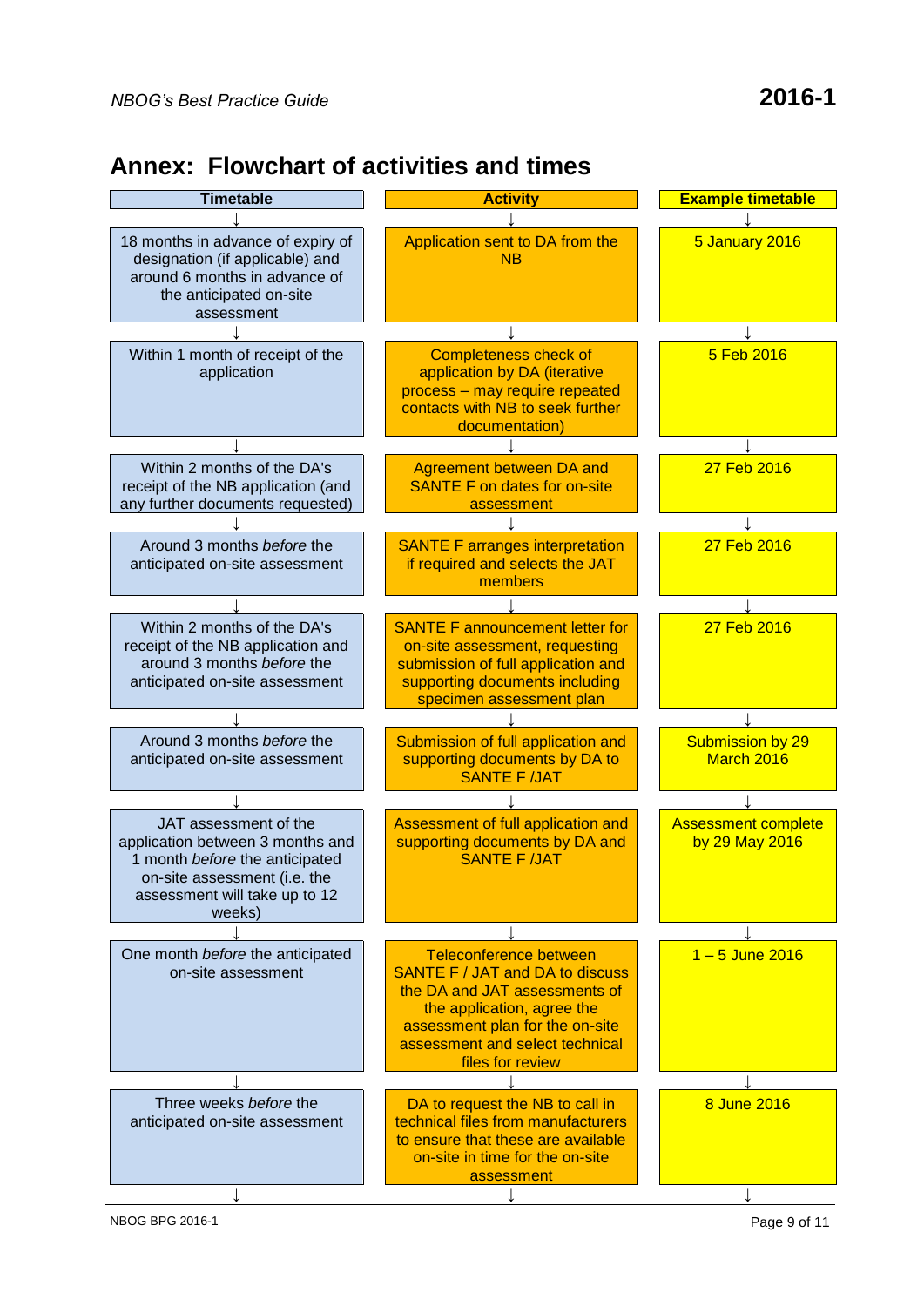# Annex: Flowchart of activities and times

| Timetable | Activity | Example timetable |
|---|---|---|
| 18 months in advance of expiry of designation (if applicable) and around 6 months in advance of the anticipated on-site assessment | Application sent to DA from the NB | 5 January 2016 |
| Within 1 month of receipt of the application | Completeness check of application by DA (iterative process – may require repeated contacts with NB to seek further documentation) | 5 Feb 2016 |
| Within 2 months of the DA's receipt of the NB application (and any further documents requested) | Agreement between DA and SANTE F on dates for on-site assessment | 27 Feb 2016 |
| Around 3 months *before* the anticipated on-site assessment | SANTE F arranges interpretation if required and selects the JAT members | 27 Feb 2016 |
| Within 2 months of the DA's receipt of the NB application and around 3 months *before* the anticipated on-site assessment | SANTE F announcement letter for on-site assessment, requesting submission of full application and supporting documents including specimen assessment plan | 27 Feb 2016 |
| Around 3 months *before* the anticipated on-site assessment | Submission of full application and supporting documents by DA to SANTE F /JAT | Submission by 29 March 2016 |
| JAT assessment of the application between 3 months and 1 month *before* the anticipated on-site assessment (i.e. the assessment will take up to 12 weeks) | Assessment of full application and supporting documents by DA and SANTE F /JAT | Assessment complete by 29 May 2016 |
| One month *before* the anticipated on-site assessment | Teleconference between SANTE F / JAT and DA to discuss the DA and JAT assessments of the application, agree the assessment plan for the on-site assessment and select technical files for review | 1 – 5 June 2016 |
| Three weeks *before* the anticipated on-site assessment | DA to request the NB to call in technical files from manufacturers to ensure that these are available on-site in time for the on-site assessment | 8 June 2016 |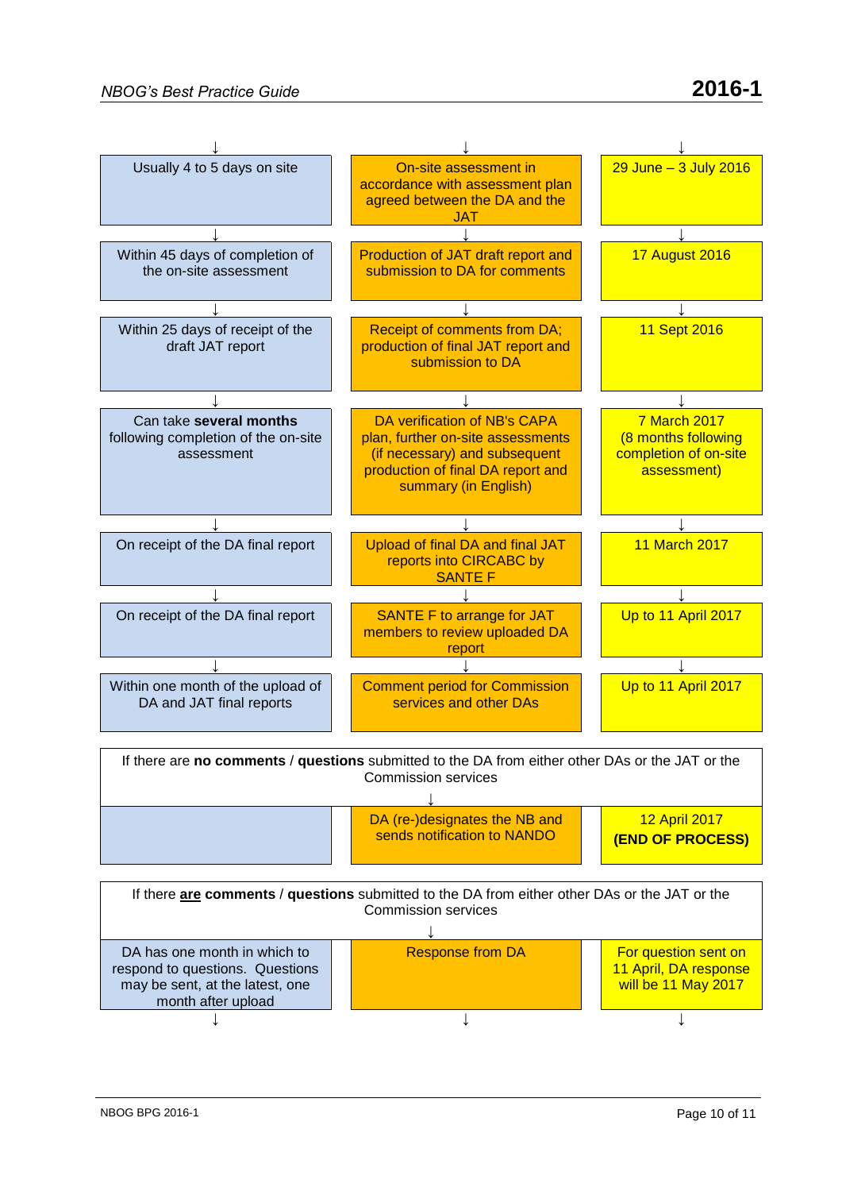| Timeframe | Step | Example |
|---|---|---|
| Usually 4 to 5 days on site | On-site assessment in accordance with assessment plan agreed between the DA and the JAT | 29 June – 3 July 2016 |
| Within 45 days of completion of the on-site assessment | Production of JAT draft report and submission to DA for comments | 17 August 2016 |
| Within 25 days of receipt of the draft JAT report | Receipt of comments from DA; production of final JAT report and submission to DA | 11 Sept 2016 |
| Can take **several months** following completion of the on-site assessment | DA verification of NB's CAPA plan, further on-site assessments (if necessary) and subsequent production of final DA report and summary (in English) | 7 March 2017 (8 months following completion of on-site assessment) |
| On receipt of the DA final report | Upload of final DA and final JAT reports into CIRCABC by SANTE F | 11 March 2017 |
| On receipt of the DA final report | SANTE F to arrange for JAT members to review uploaded DA report | Up to 11 April 2017 |
| Within one month of the upload of DA and JAT final reports | Comment period for Commission services and other DAs | Up to 11 April 2017 |

If there are **no comments** / **questions** submitted to the DA from either other DAs or the JAT or the Commission services

↓

| | | |
|---|---|---|
| | DA (re-)designates the NB and sends notification to NANDO | 12 April 2017 **(END OF PROCESS)** |

If there **are** **comments** / **questions** submitted to the DA from either other DAs or the JAT or the Commission services

↓

| | | |
|---|---|---|
| DA has one month in which to respond to questions. Questions may be sent, at the latest, one month after upload | Response from DA | For question sent on 11 April, DA response will be 11 May 2017 |

↓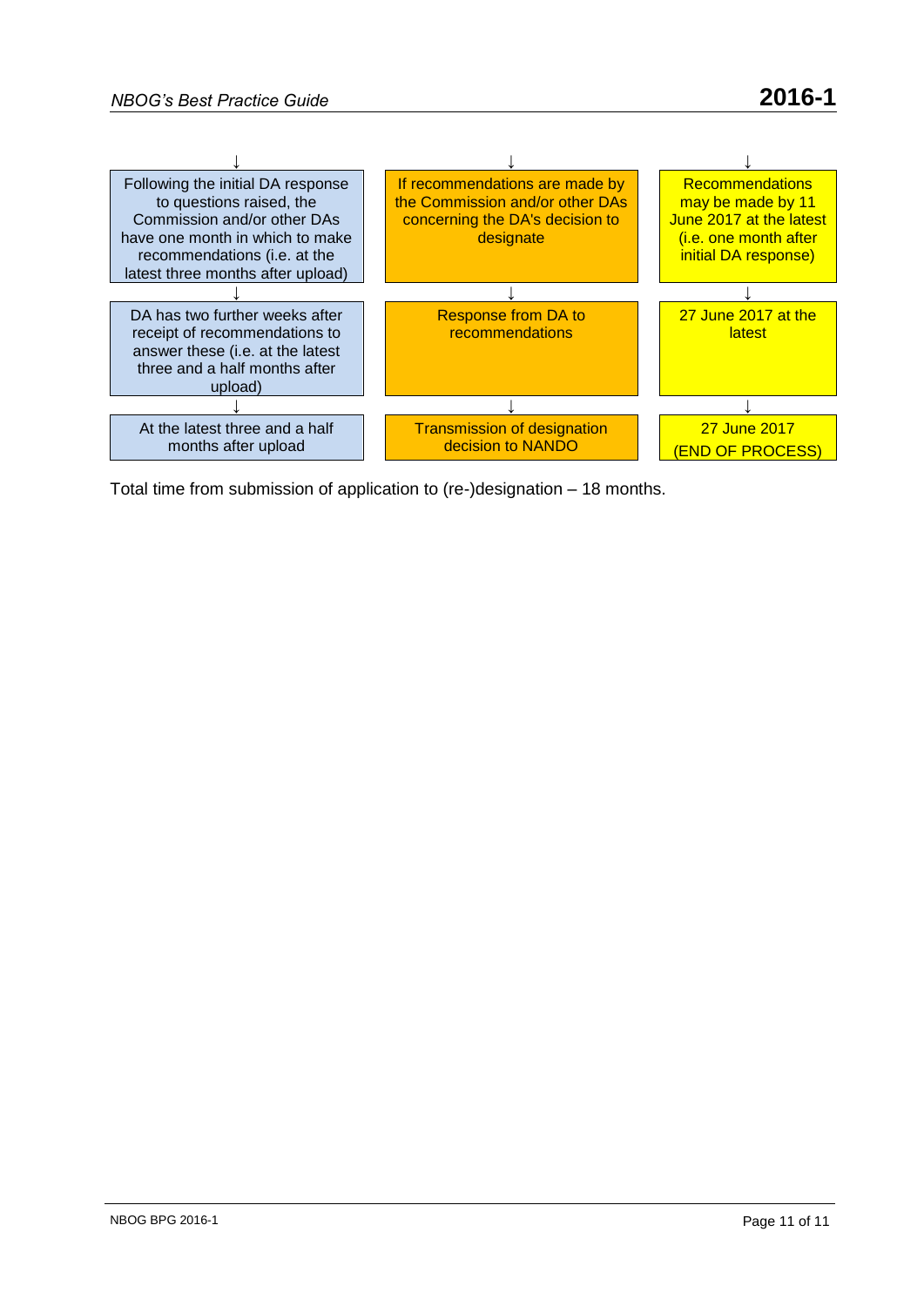| | | |
|---|---|---|
| ↓ | ↓ | ↓ |
| Following the initial DA response to questions raised, the Commission and/or other DAs have one month in which to make recommendations (i.e. at the latest three months after upload) | If recommendations are made by the Commission and/or other DAs concerning the DA's decision to designate | Recommendations may be made by 11 June 2017 at the latest (i.e. one month after initial DA response) |
| ↓ | ↓ | ↓ |
| DA has two further weeks after receipt of recommendations to answer these (i.e. at the latest three and a half months after upload) | Response from DA to recommendations | 27 June 2017 at the latest |
| ↓ | ↓ | ↓ |
| At the latest three and a half months after upload | Transmission of designation decision to NANDO | 27 June 2017 (END OF PROCESS) |

Total time from submission of application to (re-)designation – 18 months.